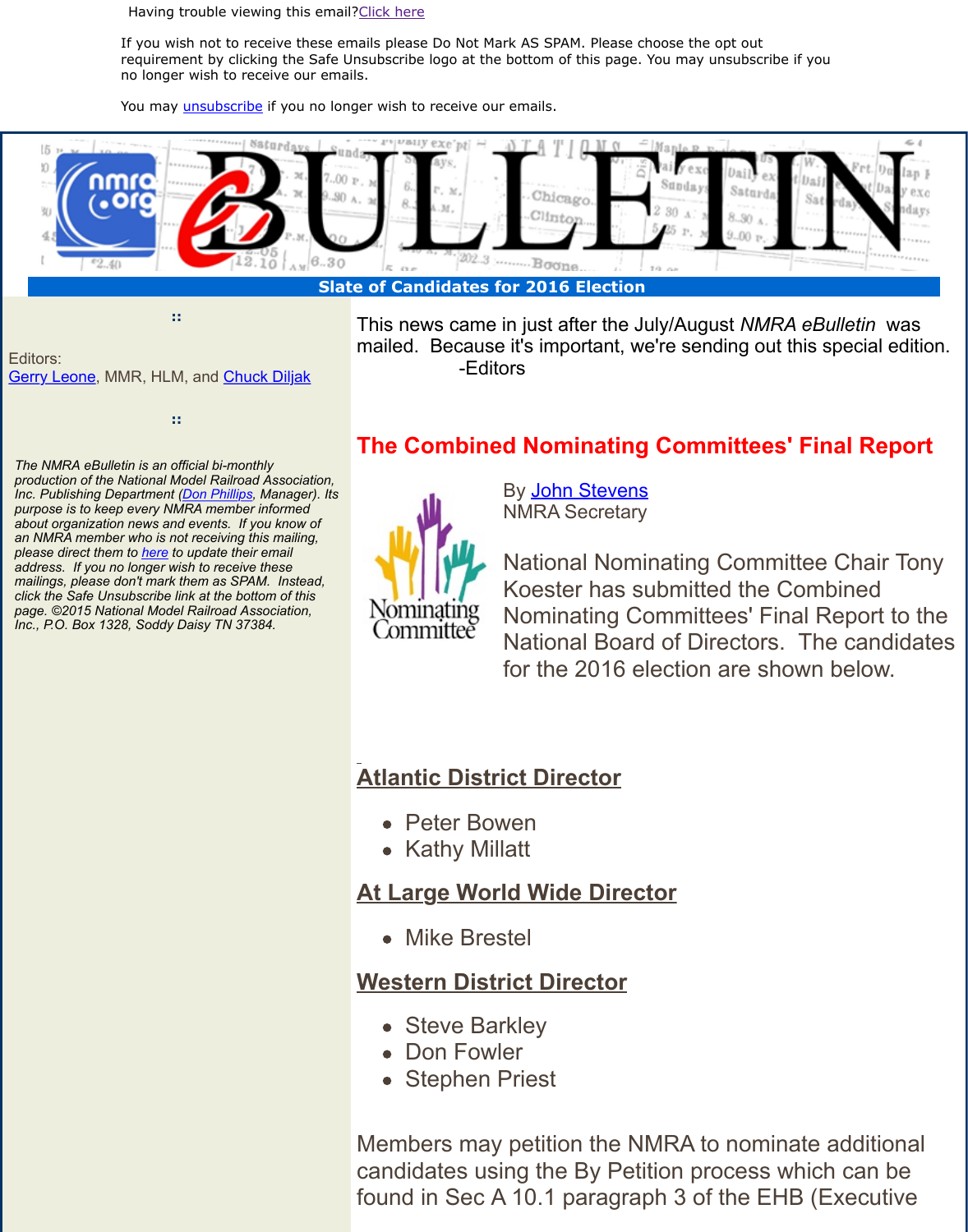Having trouble viewing this email? Click here

If you wish not to receive these emails please Do Not Mark AS SPAM. Please choose the opt out requirement by clicking the Safe Unsubscribe logo at the bottom of this page. You may unsubscribe if you no longer wish to receive our emails.

You may unsubscribe if you no longer wish to receive our emails.

# eBULLETIN

**Slate of Candidates for 2016 Election**

::

Editors:
Gerry Leone, MMR, HLM, and Chuck Diljak

::

*The NMRA eBulletin is an official bi-monthly production of the National Model Railroad Association, Inc. Publishing Department (Don Phillips, Manager). Its purpose is to keep every NMRA member informed about organization news and events. If you know of an NMRA member who is not receiving this mailing, please direct them to here to update their email address. If you no longer wish to receive these mailings, please don't mark them as SPAM. Instead, click the Safe Unsubscribe link at the bottom of this page. ©2015 National Model Railroad Association, Inc., P.O. Box 1328, Soddy Daisy TN 37384.*

This news came in just after the July/August *NMRA eBulletin* was mailed. Because it's important, we're sending out this special edition.
-Editors

## The Combined Nominating Committees' Final Report

By John Stevens
NMRA Secretary

National Nominating Committee Chair Tony Koester has submitted the Combined Nominating Committees' Final Report to the National Board of Directors. The candidates for the 2016 election are shown below.

### Atlantic District Director

- Peter Bowen
- Kathy Millatt

### At Large World Wide Director

- Mike Brestel

### Western District Director

- Steve Barkley
- Don Fowler
- Stephen Priest

Members may petition the NMRA to nominate additional candidates using the By Petition process which can be found in Sec A 10.1 paragraph 3 of the EHB (Executive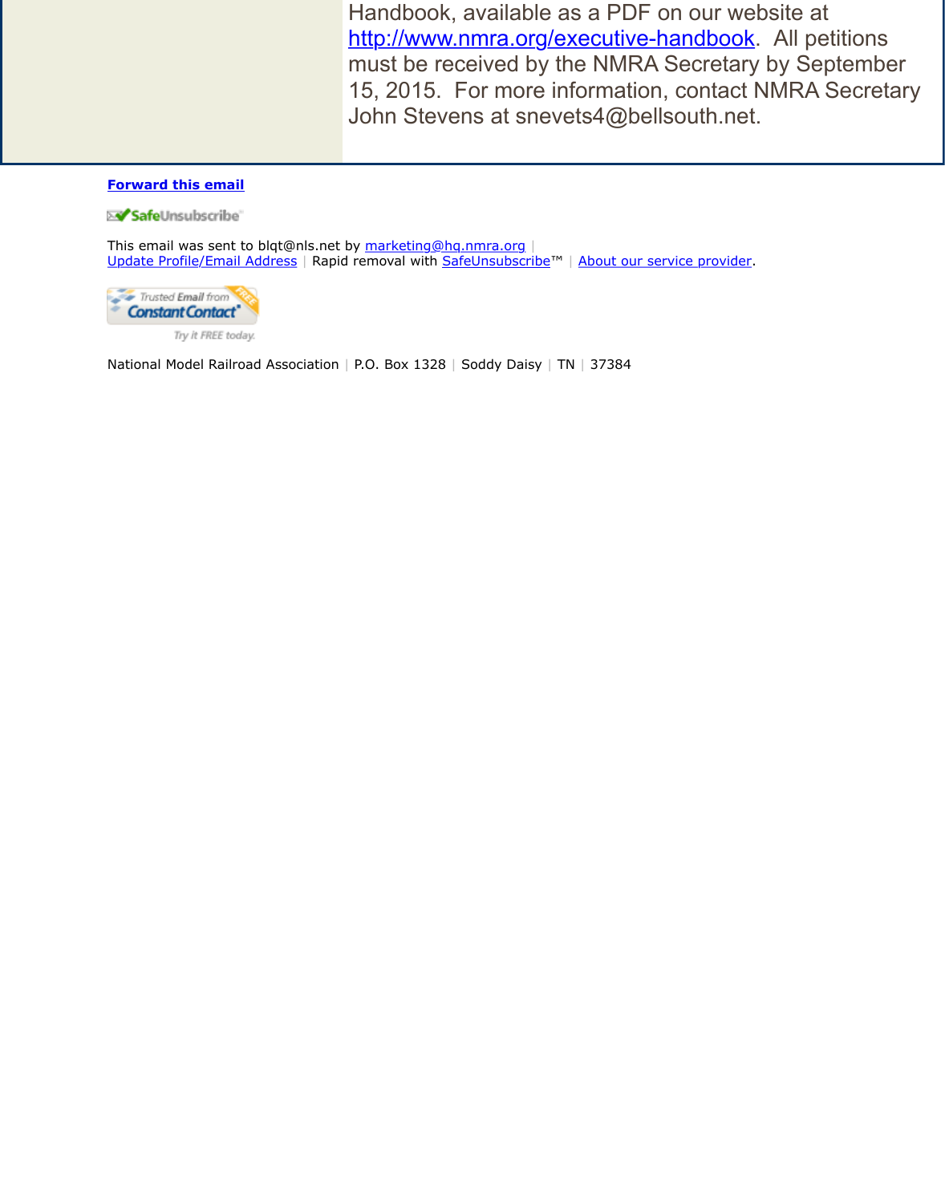Handbook, available as a PDF on our website at http://www.nmra.org/executive-handbook.  All petitions must be received by the NMRA Secretary by September 15, 2015.  For more information, contact NMRA Secretary John Stevens at snevets4@bellsouth.net.

**Forward this email**

SafeUnsubscribe

This email was sent to blqt@nls.net by marketing@hq.nmra.org | Update Profile/Email Address | Rapid removal with SafeUnsubscribe™ | About our service provider.

Trusted Email from Constant Contact — Try it FREE today.

National Model Railroad Association | P.O. Box 1328 | Soddy Daisy | TN | 37384